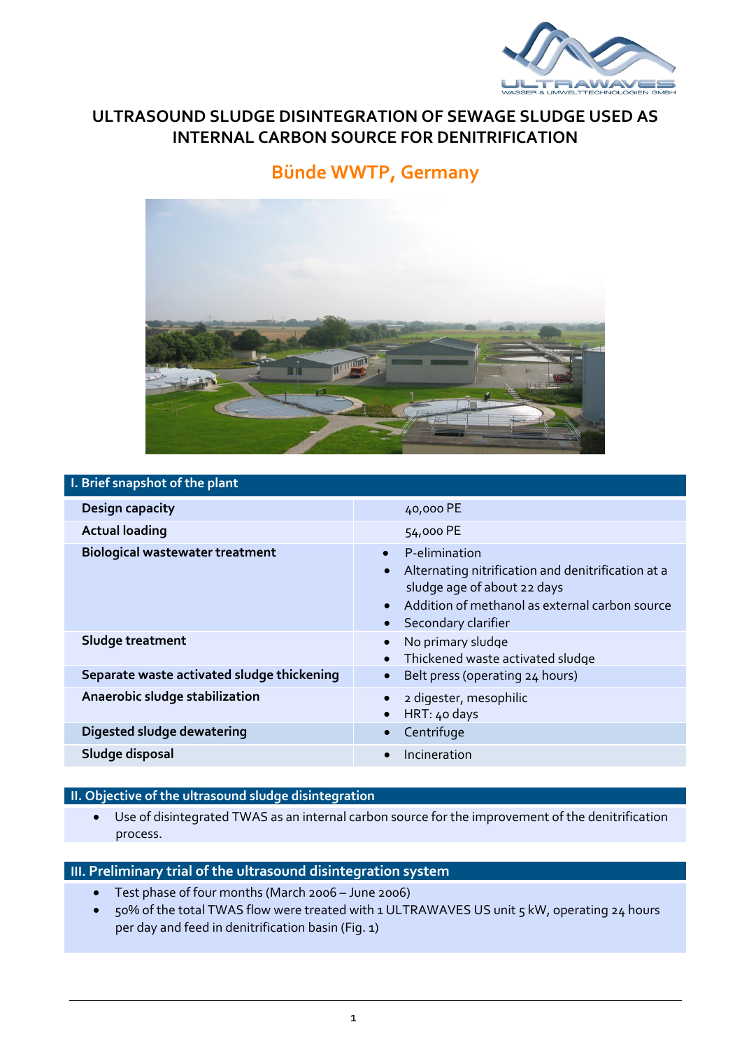# ULTRASOUND SLUDGE DISINTEGRATION OF SEWAGE SLUDGE USED AS INTERNAL CARBON SOURCE FOR DENITRIFICATION

## Bünde WWTP, Germany

| I. Brief snapshot of the plant | |
|---|---|
| **Design capacity** | 40,000 PE |
| **Actual loading** | 54,000 PE |
| **Biological wastewater treatment** | • P-elimination<br>• Alternating nitrification and denitrification at a sludge age of about 22 days<br>• Addition of methanol as external carbon source<br>• Secondary clarifier |
| **Sludge treatment** | • No primary sludge<br>• Thickened waste activated sludge |
| **Separate waste activated sludge thickening** | • Belt press (operating 24 hours) |
| **Anaerobic sludge stabilization** | • 2 digester, mesophilic<br>• HRT: 40 days |
| **Digested sludge dewatering** | • Centrifuge |
| **Sludge disposal** | • Incineration |

### II. Objective of the ultrasound sludge disintegration

- Use of disintegrated TWAS as an internal carbon source for the improvement of the denitrification process.

### III. Preliminary trial of the ultrasound disintegration system

- Test phase of four months (March 2006 – June 2006)
- 50% of the total TWAS flow were treated with 1 ULTRAWAVES US unit 5 kW, operating 24 hours per day and feed in denitrification basin (Fig. 1)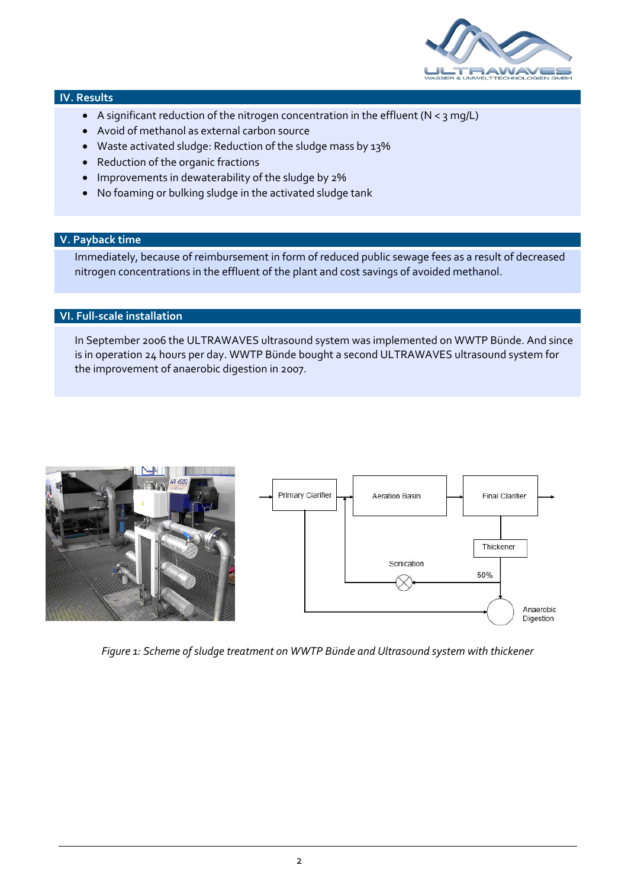## IV. Results

- A significant reduction of the nitrogen concentration in the effluent (N < 3 mg/L)
- Avoid of methanol as external carbon source
- Waste activated sludge: Reduction of the sludge mass by 13%
- Reduction of the organic fractions
- Improvements in dewaterability of the sludge by 2%
- No foaming or bulking sludge in the activated sludge tank

## V. Payback time

Immediately, because of reimbursement in form of reduced public sewage fees as a result of decreased nitrogen concentrations in the effluent of the plant and cost savings of avoided methanol.

## VI. Full-scale installation

In September 2006 the ULTRAWAVES ultrasound system was implemented on WWTP Bünde. And since is in operation 24 hours per day. WWTP Bünde bought a second ULTRAWAVES ultrasound system for the improvement of anaerobic digestion in 2007.

*Figure 1: Scheme of sludge treatment on WWTP Bünde and Ultrasound system with thickener*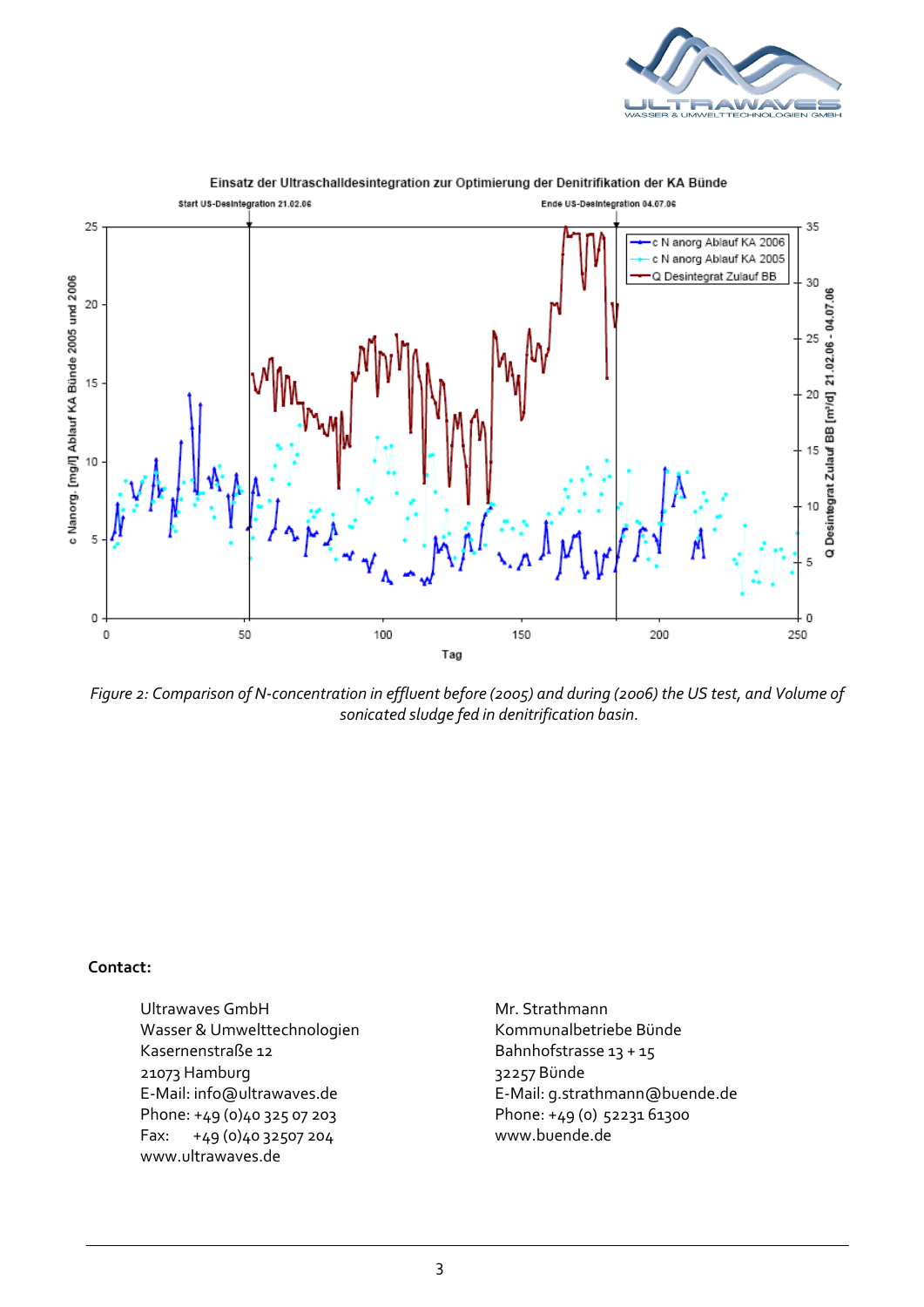Einsatz der Ultraschalldesintegration zur Optimierung der Denitrifikation der KA Bünde

Start US-Desintegration 21.02.06

Ende US-Desintegration 04.07.06

c N anorg Ablauf KA 2006

c N anorg Ablauf KA 2005

Q Desintegrat Zulauf BB

c Nanorg. [mg/l] Ablauf KA Bünde 2005 und 2006

Q Desintegrat Zulauf BB [m³/d] 21.02.06 - 04.07.06

Tag

0 5 10 15 20 25

0 5 10 15 20 25 30 35

0 50 100 150 200 250

*Figure 2: Comparison of N-concentration in effluent before (2005) and during (2006) the US test, and Volume of sonicated sludge fed in denitrification basin.*

**Contact:**

Ultrawaves GmbH
Wasser & Umwelttechnologien
Kasernenstraße 12
21073 Hamburg
E-Mail: info@ultrawaves.de
Phone: +49 (0)40 325 07 203
Fax: +49 (0)40 32507 204
www.ultrawaves.de

Mr. Strathmann
Kommunalbetriebe Bünde
Bahnhofstrasse 13 + 15
32257 Bünde
E-Mail: g.strathmann@buende.de
Phone: +49 (0) 52231 61300
www.buende.de